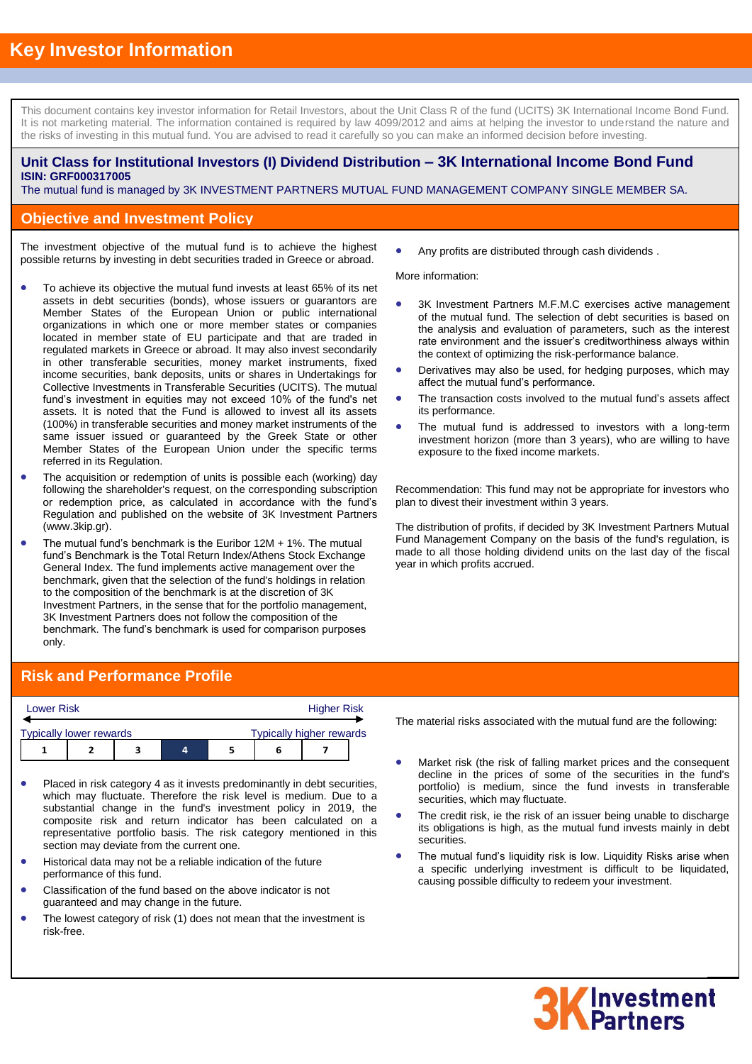# Key Investor Information

This document contains key investor information for Retail Investors, about the Unit Class R of the fund (UCITS) 3K International Income Bond Fund. It is not marketing material. The information contained is required by law 4099/2012 and aims at helping the investor to understand the nature and the risks of investing in this mutual fund. You are advised to read it carefully so you can make an informed decision before investing.

## Unit Class for Institutional Investors (I) Dividend Distribution – 3K International Income Bond Fund

**ISIN: GRF000317005**

The mutual fund is managed by 3K INVESTMENT PARTNERS MUTUAL FUND MANAGEMENT COMPANY SINGLE MEMBER SA.

## Objective and Investment Policy

The investment objective of the mutual fund is to achieve the highest possible returns by investing in debt securities traded in Greece or abroad.

- To achieve its objective the mutual fund invests at least 65% of its net assets in debt securities (bonds), whose issuers or guarantors are Member States of the European Union or public international organizations in which one or more member states or companies located in member state of EU participate and that are traded in regulated markets in Greece or abroad. It may also invest secondarily in other transferable securities, money market instruments, fixed income securities, bank deposits, units or shares in Undertakings for Collective Investments in Transferable Securities (UCITS). The mutual fund's investment in equities may not exceed 10% of the fund's net assets. It is noted that the Fund is allowed to invest all its assets (100%) in transferable securities and money market instruments of the same issuer issued or guaranteed by the Greek State or other Member States of the European Union under the specific terms referred in its Regulation.
- The acquisition or redemption of units is possible each (working) day following the shareholder's request, on the corresponding subscription or redemption price, as calculated in accordance with the fund's Regulation and published on the website of 3K Investment Partners (www.3kip.gr).
- The mutual fund's benchmark is the Euribor 12M + 1%. The mutual fund's Benchmark is the Total Return Index/Athens Stock Exchange General Index. The fund implements active management over the benchmark, given that the selection of the fund's holdings in relation to the composition of the benchmark is at the discretion of 3K Investment Partners, in the sense that for the portfolio management, 3K Investment Partners does not follow the composition of the benchmark. The fund's benchmark is used for comparison purposes only.
- Any profits are distributed through cash dividends .

More information:

- 3K Investment Partners M.F.M.C exercises active management of the mutual fund. The selection of debt securities is based on the analysis and evaluation of parameters, such as the interest rate environment and the issuer's creditworthiness always within the context of optimizing the risk-performance balance.
- Derivatives may also be used, for hedging purposes, which may affect the mutual fund's performance.
- The transaction costs involved to the mutual fund's assets affect its performance.
- The mutual fund is addressed to investors with a long-term investment horizon (more than 3 years), who are willing to have exposure to the fixed income markets.

Recommendation: This fund may not be appropriate for investors who plan to divest their investment within 3 years.

The distribution of profits, if decided by 3K Investment Partners Mutual Fund Management Company on the basis of the fund's regulation, is made to all those holding dividend units on the last day of the fiscal year in which profits accrued.

## Risk and Performance Profile

Lower Risk ← → Higher Risk

Typically lower rewards — Typically higher rewards

| 1 | 2 | 3 | **4** | 5 | 6 | 7 |
|---|---|---|---|---|---|---|

- Placed in risk category 4 as it invests predominantly in debt securities, which may fluctuate. Therefore the risk level is medium. Due to a substantial change in the fund's investment policy in 2019, the composite risk and return indicator has been calculated on a representative portfolio basis. The risk category mentioned in this section may deviate from the current one.
- Historical data may not be a reliable indication of the future performance of this fund.
- Classification of the fund based on the above indicator is not guaranteed and may change in the future.
- The lowest category of risk (1) does not mean that the investment is risk-free.

The material risks associated with the mutual fund are the following:

- Market risk (the risk of falling market prices and the consequent decline in the prices of some of the securities in the fund's portfolio) is medium, since the fund invests in transferable securities, which may fluctuate.
- The credit risk, ie the risk of an issuer being unable to discharge its obligations is high, as the mutual fund invests mainly in debt securities.
- The mutual fund's liquidity risk is low. Liquidity Risks arise when a specific underlying investment is difficult to be liquidated, causing possible difficulty to redeem your investment.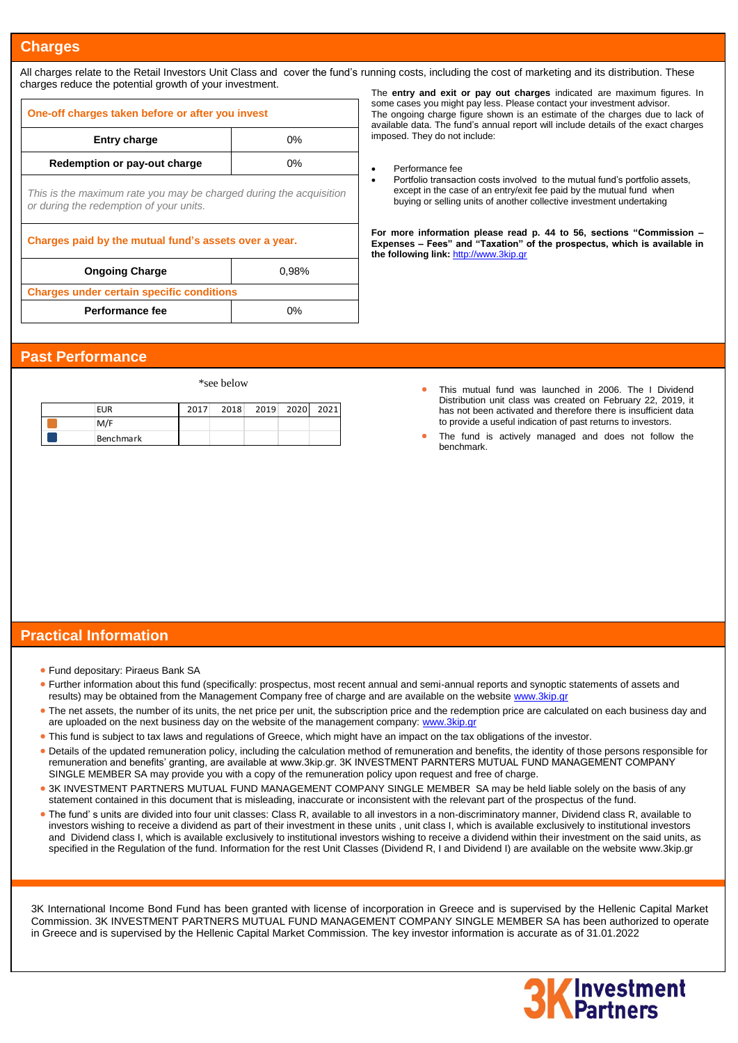## Charges

All charges relate to the Retail Investors Unit Class and cover the fund's running costs, including the cost of marketing and its distribution. These charges reduce the potential growth of your investment.

| One-off charges taken before or after you invest | |
|---|---|
| **Entry charge** | 0% |
| **Redemption or pay-out charge** | 0% |
| *This is the maximum rate you may be charged during the acquisition or during the redemption of your units.* | |
| **Charges paid by the mutual fund's assets over a year.** | |
| **Ongoing Charge** | 0,98% |
| **Charges under certain specific conditions** | |
| **Performance fee** | 0% |

The **entry and exit or pay out charges** indicated are maximum figures. In some cases you might pay less. Please contact your investment advisor.
The ongoing charge figure shown is an estimate of the charges due to lack of available data. The fund's annual report will include details of the exact charges imposed. They do not include:

- Performance fee
- Portfolio transaction costs involved to the mutual fund's portfolio assets, except in the case of an entry/exit fee paid by the mutual fund when buying or selling units of another collective investment undertaking

**For more information please read p. 44 to 56, sections "Commission – Expenses – Fees" and "Taxation" of the prospectus, which is available in the following link:** http://www.3kip.gr

## Past Performance

*see below

EUR 2017 2018 2019 2020 2021
M/F
Benchmark

- This mutual fund was launched in 2006. The I Dividend Distribution unit class was created on February 22, 2019, it has not been activated and therefore there is insufficient data to provide a useful indication of past returns to investors.
- The fund is actively managed and does not follow the benchmark.

## Practical Information

- Fund depositary: Piraeus Bank SA
- Further information about this fund (specifically: prospectus, most recent annual and semi-annual reports and synoptic statements of assets and results) may be obtained from the Management Company free of charge and are available on the website www.3kip.gr
- The net assets, the number of its units, the net price per unit, the subscription price and the redemption price are calculated on each business day and are uploaded on the next business day on the website of the management company: www.3kip.gr
- This fund is subject to tax laws and regulations of Greece, which might have an impact on the tax obligations of the investor.
- Details of the updated remuneration policy, including the calculation method of remuneration and benefits, the identity of those persons responsible for remuneration and benefits' granting, are available at www.3kip.gr. 3K INVESTMENT PARNTERS MUTUAL FUND MANAGEMENT COMPANY SINGLE MEMBER SA may provide you with a copy of the remuneration policy upon request and free of charge.
- 3K INVESTMENT PARTNERS MUTUAL FUND MANAGEMENT COMPANY SINGLE MEMBER SA may be held liable solely on the basis of any statement contained in this document that is misleading, inaccurate or inconsistent with the relevant part of the prospectus of the fund.
- The fund' s units are divided into four unit classes: Class R, available to all investors in a non-discriminatory manner, Dividend class R, available to investors wishing to receive a dividend as part of their investment in these units , unit class I, which is available exclusively to institutional investors and Dividend class I, which is available exclusively to institutional investors wishing to receive a dividend within their investment on the said units, as specified in the Regulation of the fund. Information for the rest Unit Classes (Dividend R, I and Dividend I) are available on the website www.3kip.gr

3K International Income Bond Fund has been granted with license of incorporation in Greece and is supervised by the Hellenic Capital Market Commission. 3K INVESTMENT PARTNERS MUTUAL FUND MANAGEMENT COMPANY SINGLE MEMBER SA has been authorized to operate in Greece and is supervised by the Hellenic Capital Market Commission. The key investor information is accurate as of 31.01.2022

3K Investment Partners